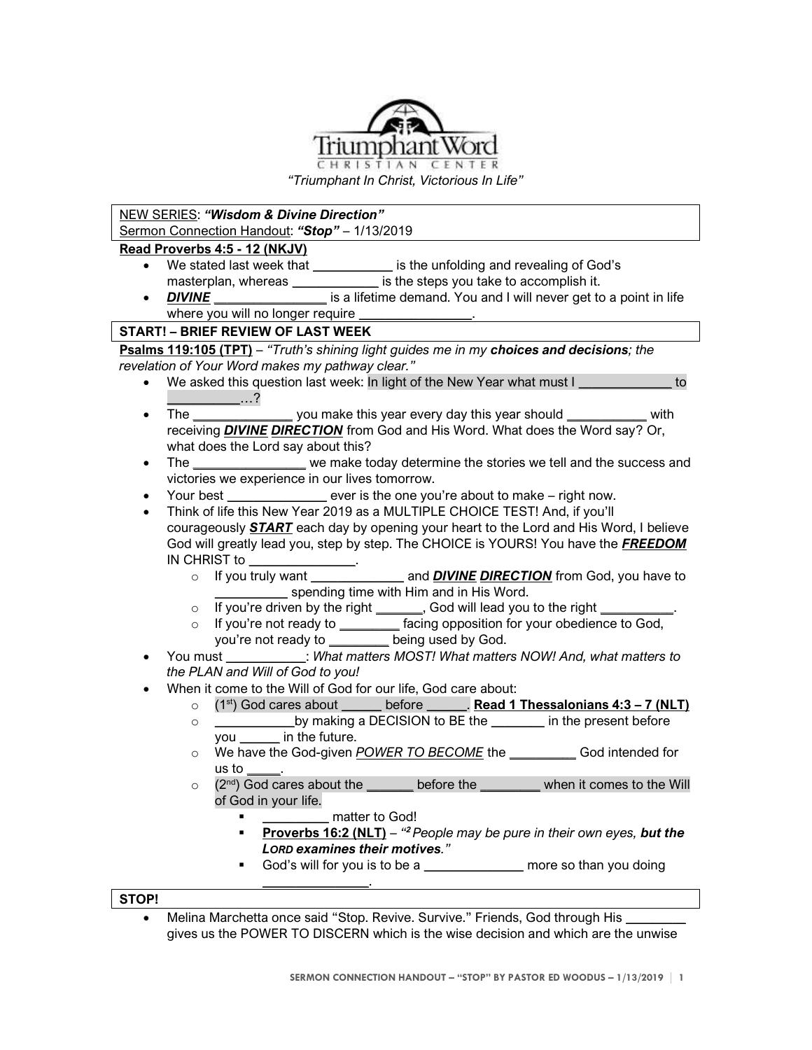# Triumphant Word Christian Center

*"Triumphant In Christ, Victorious In Life"*

NEW SERIES: ***"Wisdom & Divine Direction"***
Sermon Connection Handout: ***"Stop"*** – 1/13/2019

**Read Proverbs 4:5 - 12 (NKJV)**

- We stated last week that ___________ is the unfolding and revealing of God's masterplan, whereas ____________ is the steps you take to accomplish it.
- ***DIVINE*** ________________ is a lifetime demand. You and I will never get to a point in life where you will no longer require ________________.

**START! – BRIEF REVIEW OF LAST WEEK**

**Psalms 119:105 (TPT)** – *"Truth's shining light guides me in my **choices and decisions**; the revelation of Your Word makes my pathway clear."*

- We asked this question last week: In light of the New Year what must I _____________ to __________…?
- The ______________ you make this year every day this year should ___________ with receiving ***DIVINE DIRECTION*** from God and His Word. What does the Word say? Or, what does the Lord say about this?
- The ________________ we make today determine the stories we tell and the success and victories we experience in our lives tomorrow.
- Your best ______________ ever is the one you're about to make – right now.
- Think of life this New Year 2019 as a MULTIPLE CHOICE TEST! And, if you'll courageously ***START*** each day by opening your heart to the Lord and His Word, I believe God will greatly lead you, step by step. The CHOICE is YOURS! You have the ***FREEDOM*** IN CHRIST to _______________.
  - If you truly want _____________ and ***DIVINE DIRECTION*** from God, you have to __________ spending time with Him and in His Word.
  - If you're driven by the right _______, God will lead you to the right __________.
  - If you're not ready to ________ facing opposition for your obedience to God, you're not ready to ________ being used by God.
- You must ___________: *What matters MOST! What matters NOW! And, what matters to the PLAN and Will of God to you!*
- When it come to the Will of God for our life, God care about:
  - (1st) God cares about ______ before ______. **Read 1 Thessalonians 4:3 – 7 (NLT)**
  - ___________by making a DECISION to BE the _______ in the present before you ______ in the future.
  - We have the God-given *POWER TO BECOME* the _________ God intended for us to _____.
  - (2nd) God cares about the _______ before the ________ when it comes to the Will of God in your life.
    - _________ matter to God!
    - **Proverbs 16:2 (NLT)** – *"[2] People may be pure in their own eyes, **but the LORD examines their motives**."*
    - God's will for you is to be a ______________ more so than you doing _______________.

**STOP!**

- Melina Marchetta once said "Stop. Revive. Survive." Friends, God through His ________ gives us the POWER TO DISCERN which is the wise decision and which are the unwise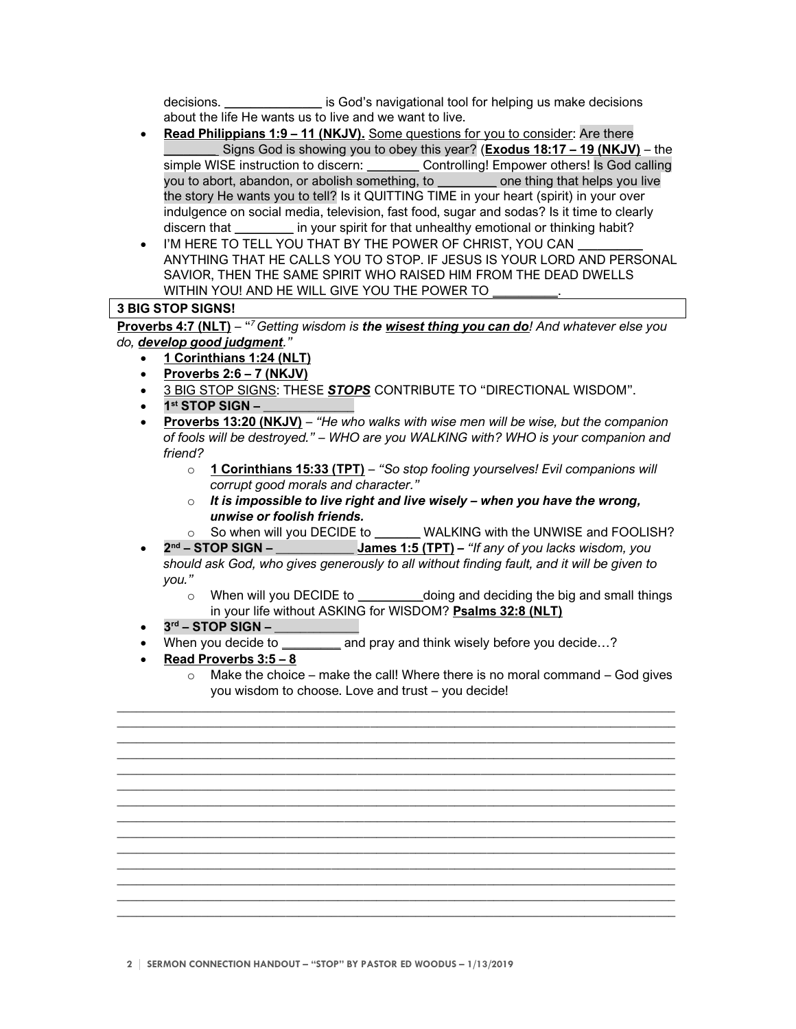decisions. ______________ is God's navigational tool for helping us make decisions about the life He wants us to live and we want to live.

- **Read Philippians 1:9 – 11 (NKJV).** Some questions for you to consider: Are there ________ Signs God is showing you to obey this year? (**Exodus 18:17 – 19 (NKJV)** – the simple WISE instruction to discern: ________ Controlling! Empower others! Is God calling you to abort, abandon, or abolish something, to ________ one thing that helps you live the story He wants you to tell? Is it QUITTING TIME in your heart (spirit) in your over indulgence on social media, television, fast food, sugar and sodas? Is it time to clearly discern that ________ in your spirit for that unhealthy emotional or thinking habit?
- I'M HERE TO TELL YOU THAT BY THE POWER OF CHRIST, YOU CAN _________ ANYTHING THAT HE CALLS YOU TO STOP. IF JESUS IS YOUR LORD AND PERSONAL SAVIOR, THEN THE SAME SPIRIT WHO RAISED HIM FROM THE DEAD DWELLS WITHIN YOU! AND HE WILL GIVE YOU THE POWER TO _________.

**3 BIG STOP SIGNS!**

**Proverbs 4:7 (NLT)** – "[7] *Getting wisdom is **the wisest thing you can do**! And whatever else you do, **develop good judgment**."*

- **1 Corinthians 1:24 (NLT)**
- **Proverbs 2:6 – 7 (NKJV)**
- 3 BIG STOP SIGNS: THESE ***STOPS*** CONTRIBUTE TO "DIRECTIONAL WISDOM".
- **1st STOP SIGN –** _____________
- **Proverbs 13:20 (NKJV)** – *"He who walks with wise men will be wise, but the companion of fools will be destroyed." – WHO are you WALKING with? WHO is your companion and friend?*
    - **1 Corinthians 15:33 (TPT)** – *"So stop fooling yourselves! Evil companions will corrupt good morals and character."*
    - ***It is impossible to live right and live wisely – when you have the wrong, unwise or foolish friends.***
    - So when will you DECIDE to _______ WALKING with the UNWISE and FOOLISH?
- **2nd – STOP SIGN –** ___________ **James 1:5 (TPT) –** *"If any of you lacks wisdom, you should ask God, who gives generously to all without finding fault, and it will be given to you."*
    - When will you DECIDE to _________doing and deciding the big and small things in your life without ASKING for WISDOM? **Psalms 32:8 (NLT)**
- **3rd – STOP SIGN –** ____________
- When you decide to ________ and pray and think wisely before you decide…?
- **Read Proverbs 3:5 – 8**
    - Make the choice – make the call! Where there is no moral command – God gives you wisdom to choose. Love and trust – you decide!

________________________________________________________________________________
________________________________________________________________________________
________________________________________________________________________________
________________________________________________________________________________
________________________________________________________________________________
________________________________________________________________________________
________________________________________________________________________________
________________________________________________________________________________
________________________________________________________________________________
________________________________________________________________________________
________________________________________________________________________________
________________________________________________________________________________
________________________________________________________________________________
________________________________________________________________________________